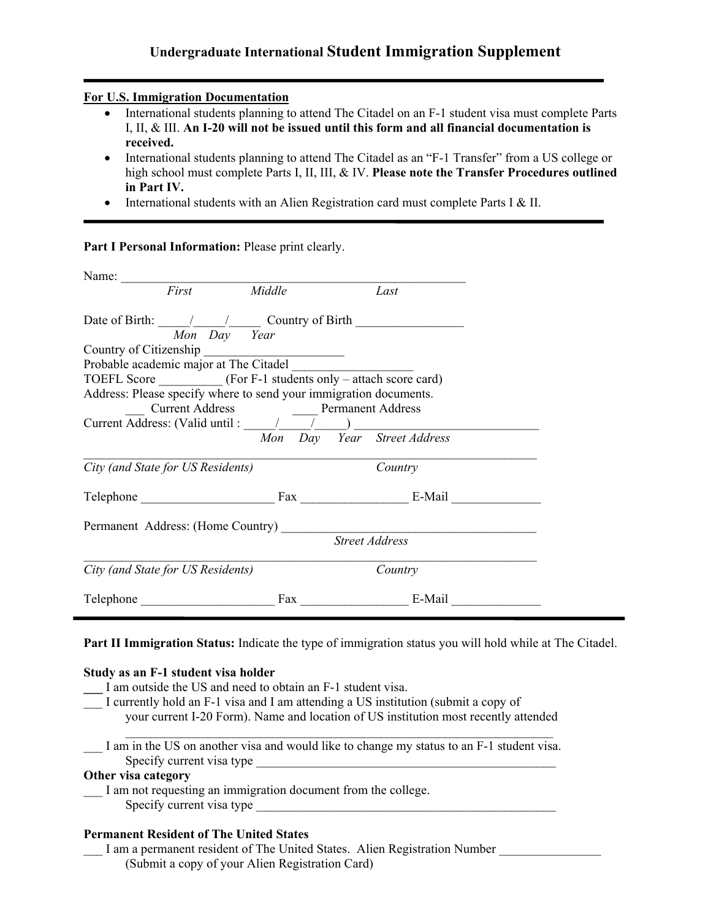# Undergraduate International Student Immigration Supplement

---

**For U.S. Immigration Documentation**

- International students planning to attend The Citadel on an F-1 student visa must complete Parts I, II, & III. **An I-20 will not be issued until this form and all financial documentation is received.**
- International students planning to attend The Citadel as an "F-1 Transfer" from a US college or high school must complete Parts I, II, III, & IV. **Please note the Transfer Procedures outlined in Part IV.**
- International students with an Alien Registration card must complete Parts I & II.

---

**Part I Personal Information:** Please print clearly.

Name: ________________________________________________________
*First* *Middle* *Last*

Date of Birth: _____/_____/_____ Country of Birth _________________
*Mon Day Year*

Country of Citizenship ______________________

Probable academic major at The Citadel ___________________

TOEFL Score __________ (For F-1 students only – attach score card)

Address: Please specify where to send your immigration documents.

___ Current Address ____ Permanent Address

Current Address: (Valid until : _____/_____/_____) _____________________________
*Mon Day Year* *Street Address*

_________________________________________________________________________
*City (and State for US Residents)* *Country*

Telephone _____________________ Fax ________________ E-Mail ______________

Permanent Address: (Home Country) __________________________________________
*Street Address*

_________________________________________________________________________
*City (and State for US Residents)* *Country*

Telephone _____________________ Fax ________________ E-Mail ______________

---

**Part II Immigration Status:** Indicate the type of immigration status you will hold while at The Citadel.

**Study as an F-1 student visa holder**

___ I am outside the US and need to obtain an F-1 student visa.

___ I currently hold an F-1 visa and I am attending a US institution (submit a copy of your current I-20 Form). Name and location of US institution most recently attended

_______________________________________________________________________

___ I am in the US on another visa and would like to change my status to an F-1 student visa.
Specify current visa type _________________________________________________

**Other visa category**

___ I am not requesting an immigration document from the college.
Specify current visa type _________________________________________________

**Permanent Resident of The United States**

___ I am a permanent resident of The United States. Alien Registration Number ________________
(Submit a copy of your Alien Registration Card)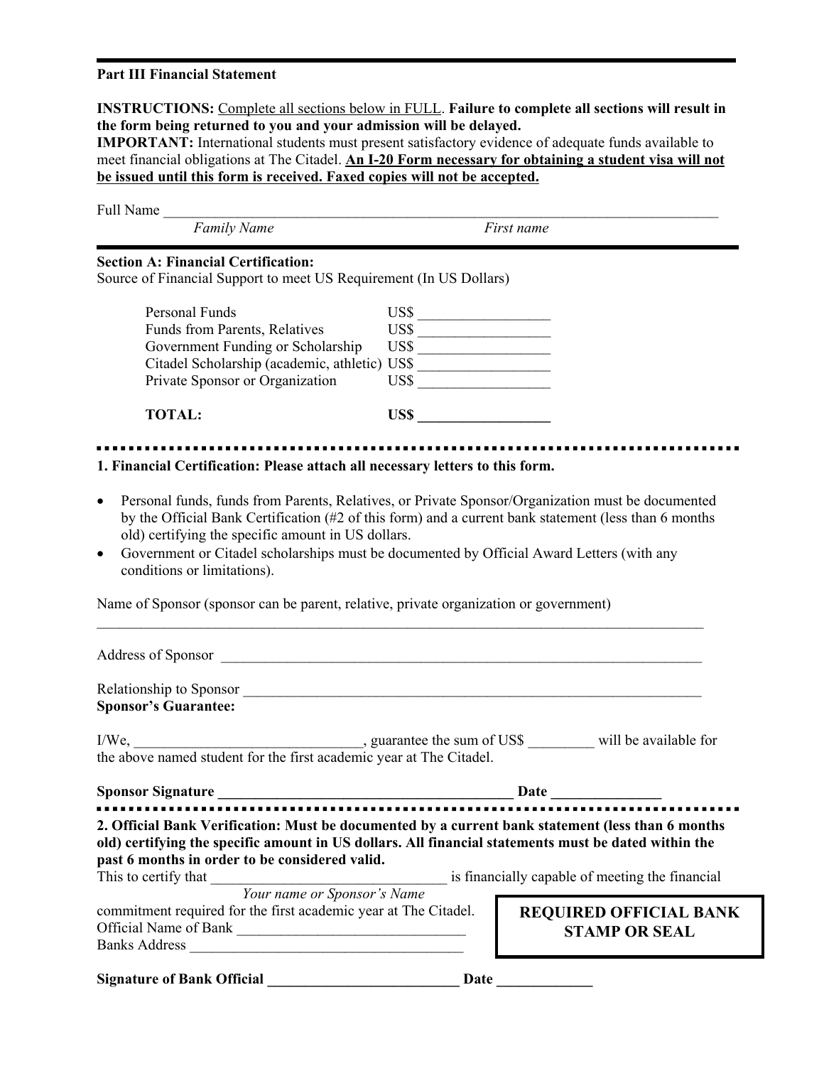## Part III Financial Statement

**INSTRUCTIONS:** Complete all sections below in FULL. **Failure to complete all sections will result in the form being returned to you and your admission will be delayed.**
**IMPORTANT:** International students must present satisfactory evidence of adequate funds available to meet financial obligations at The Citadel. **An I-20 Form necessary for obtaining a student visa will not be issued until this form is received. Faxed copies will not be accepted.**

Full Name ______________________________________________________________________________
*Family Name* *First name*

---

### Section A: Financial Certification:

Source of Financial Support to meet US Requirement (In US Dollars)

| | |
|---|---|
| Personal Funds | US$ _________________ |
| Funds from Parents, Relatives | US$ _________________ |
| Government Funding or Scholarship | US$ _________________ |
| Citadel Scholarship (academic, athletic) | US$ _________________ |
| Private Sponsor or Organization | US$ _________________ |
| **TOTAL:** | **US$ _________________** |

---

### 1. Financial Certification: Please attach all necessary letters to this form.

- Personal funds, funds from Parents, Relatives, or Private Sponsor/Organization must be documented by the Official Bank Certification (#2 of this form) and a current bank statement (less than 6 months old) certifying the specific amount in US dollars.
- Government or Citadel scholarships must be documented by Official Award Letters (with any conditions or limitations).

Name of Sponsor (sponsor can be parent, relative, private organization or government)

______________________________________________________________________________________

Address of Sponsor ____________________________________________________________________

Relationship to Sponsor _________________________________________________________________

**Sponsor's Guarantee:**

I/We, ______________________________, guarantee the sum of US$ _________ will be available for the above named student for the first academic year at The Citadel.

**Sponsor Signature ________________________________________ Date _______________**

---

### 2. Official Bank Verification: Must be documented by a current bank statement (less than 6 months old) certifying the specific amount in US dollars. All financial statements must be dated within the past 6 months in order to be considered valid.

This to certify that ________________________________ is financially capable of meeting the financial
*Your name or Sponsor's Name*
commitment required for the first academic year at The Citadel.
Official Name of Bank _______________________________
Banks Address ____________________________________

**REQUIRED OFFICIAL BANK STAMP OR SEAL**

**Signature of Bank Official __________________________ Date _____________**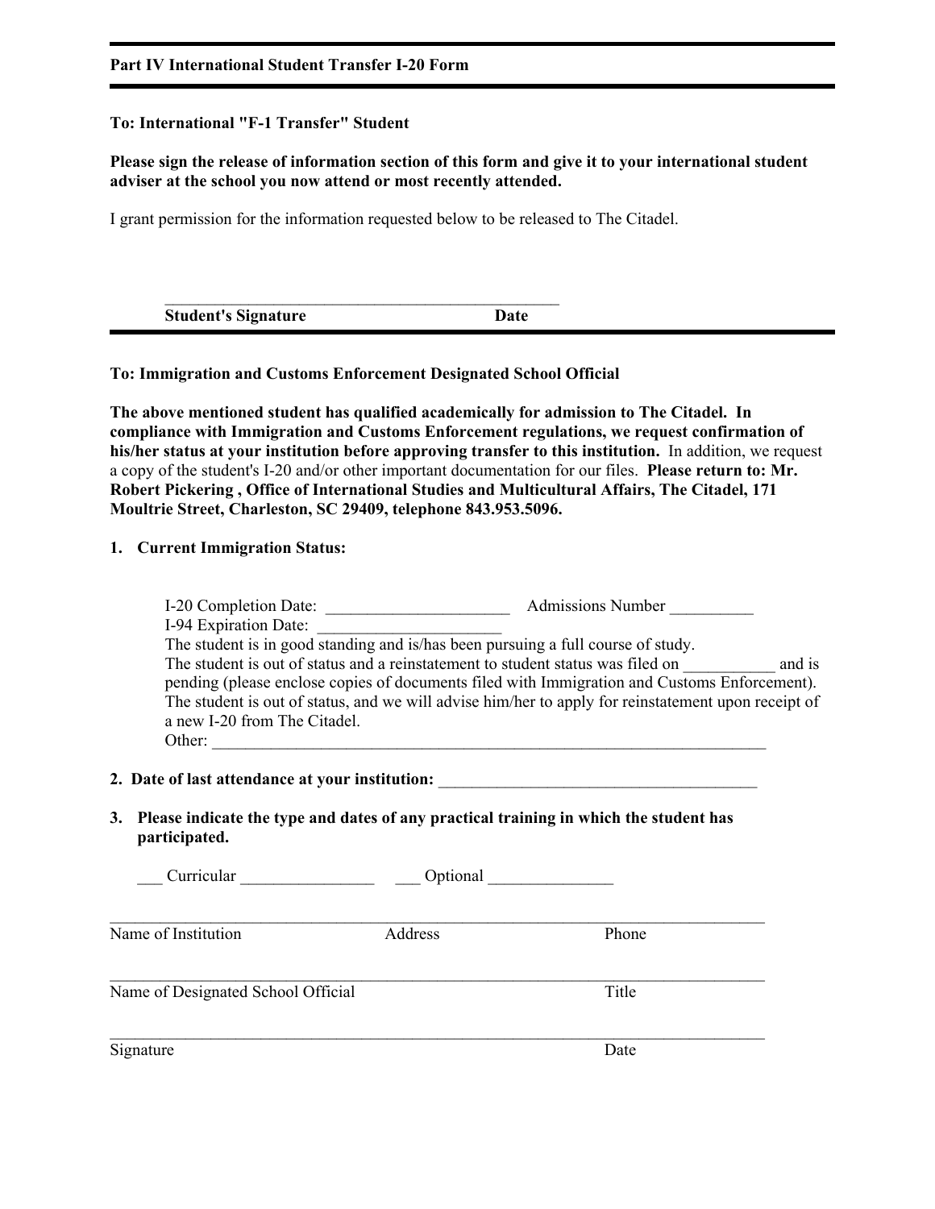**Part IV International Student Transfer I-20 Form**

**To: International "F-1 Transfer" Student**

**Please sign the release of information section of this form and give it to your international student adviser at the school you now attend or most recently attended.**

I grant permission for the information requested below to be released to The Citadel.

_______________________________________________

**Student's Signature** **Date**

---

**To: Immigration and Customs Enforcement Designated School Official**

**The above mentioned student has qualified academically for admission to The Citadel. In compliance with Immigration and Customs Enforcement regulations, we request confirmation of his/her status at your institution before approving transfer to this institution.** In addition, we request a copy of the student's I-20 and/or other important documentation for our files. **Please return to: Mr. Robert Pickering , Office of International Studies and Multicultural Affairs, The Citadel, 171 Moultrie Street, Charleston, SC 29409, telephone 843.953.5096.**

**1. Current Immigration Status:**

I-20 Completion Date: ______________________ Admissions Number __________

I-94 Expiration Date: ______________________

The student is in good standing and is/has been pursuing a full course of study.

The student is out of status and a reinstatement to student status was filed on ___________ and is pending (please enclose copies of documents filed with Immigration and Customs Enforcement).

The student is out of status, and we will advise him/her to apply for reinstatement upon receipt of a new I-20 from The Citadel.

Other: ______________________________________________________________________

**2. Date of last attendance at your institution:** ______________________________________

**3. Please indicate the type and dates of any practical training in which the student has participated.**

___ Curricular ________________ ___ Optional _______________

_________________________________________________________________________________

Name of Institution Address Phone

_________________________________________________________________________________

Name of Designated School Official Title

_________________________________________________________________________________

Signature Date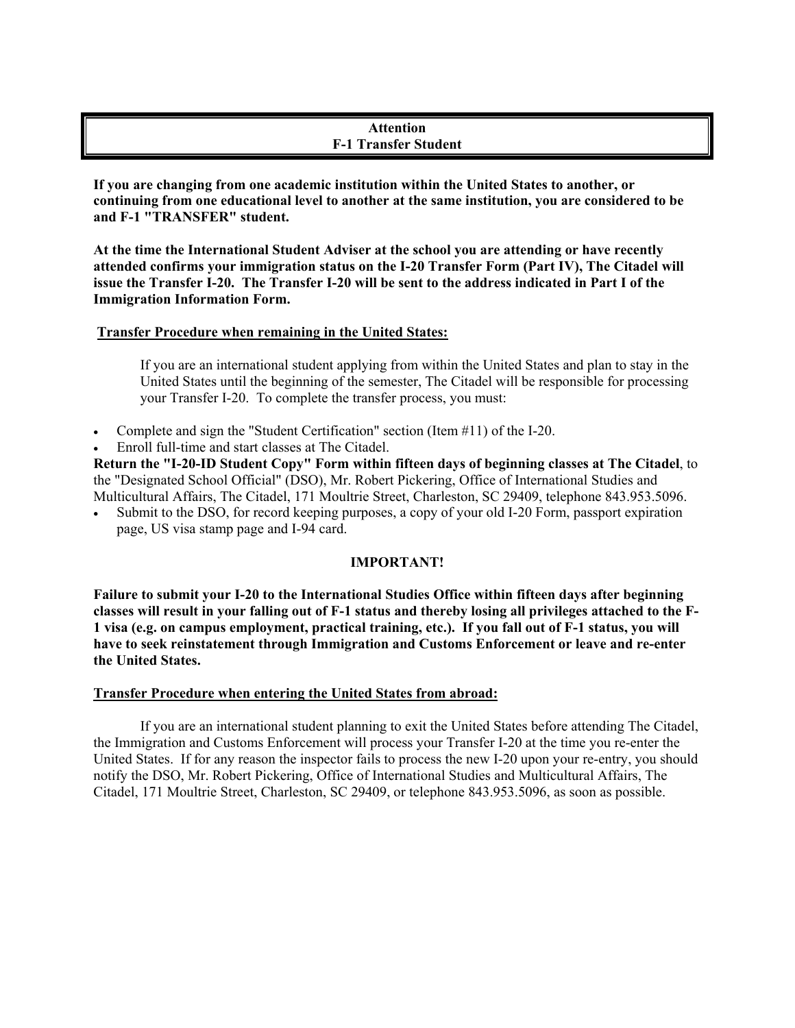**Attention**
**F-1 Transfer Student**

**If you are changing from one academic institution within the United States to another, or continuing from one educational level to another at the same institution, you are considered to be and F-1 "TRANSFER" student.**

**At the time the International Student Adviser at the school you are attending or have recently attended confirms your immigration status on the I-20 Transfer Form (Part IV), The Citadel will issue the Transfer I-20. The Transfer I-20 will be sent to the address indicated in Part I of the Immigration Information Form.**

**<u>Transfer Procedure when remaining in the United States:</u>**

If you are an international student applying from within the United States and plan to stay in the United States until the beginning of the semester, The Citadel will be responsible for processing your Transfer I-20. To complete the transfer process, you must:

- Complete and sign the "Student Certification" section (Item #11) of the I-20.
- Enroll full-time and start classes at The Citadel.

**Return the "I-20-ID Student Copy" Form within fifteen days of beginning classes at The Citadel**, to the "Designated School Official" (DSO), Mr. Robert Pickering, Office of International Studies and Multicultural Affairs, The Citadel, 171 Moultrie Street, Charleston, SC 29409, telephone 843.953.5096.

- Submit to the DSO, for record keeping purposes, a copy of your old I-20 Form, passport expiration page, US visa stamp page and I-94 card.

**IMPORTANT!**

**Failure to submit your I-20 to the International Studies Office within fifteen days after beginning classes will result in your falling out of F-1 status and thereby losing all privileges attached to the F-1 visa (e.g. on campus employment, practical training, etc.). If you fall out of F-1 status, you will have to seek reinstatement through Immigration and Customs Enforcement or leave and re-enter the United States.**

**<u>Transfer Procedure when entering the United States from abroad:</u>**

If you are an international student planning to exit the United States before attending The Citadel, the Immigration and Customs Enforcement will process your Transfer I-20 at the time you re-enter the United States. If for any reason the inspector fails to process the new I-20 upon your re-entry, you should notify the DSO, Mr. Robert Pickering, Office of International Studies and Multicultural Affairs, The Citadel, 171 Moultrie Street, Charleston, SC 29409, or telephone 843.953.5096, as soon as possible.